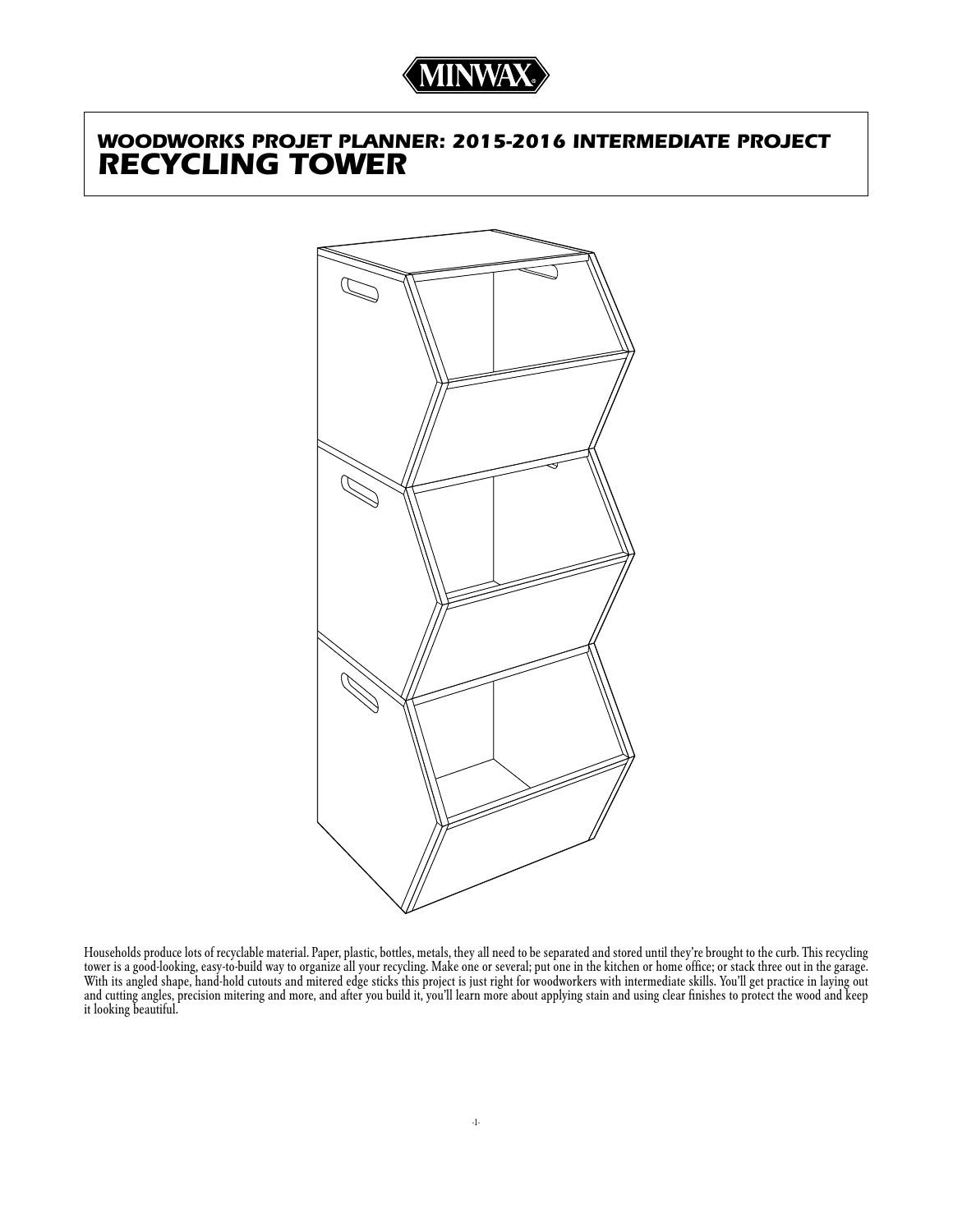MINWAX®

# WOODWORKS PROJET PLANNER: 2015-2016 INTERMEDIATE PROJECT
# RECYCLING TOWER

Households produce lots of recyclable material. Paper, plastic, bottles, metals, they all need to be separated and stored until they're brought to the curb. This recycling tower is a good-looking, easy-to-build way to organize all your recycling. Make one or several; put one in the kitchen or home office; or stack three out in the garage. With its angled shape, hand-hold cutouts and mitered edge sticks this project is just right for woodworkers with intermediate skills. You'll get practice in laying out and cutting angles, precision mitering and more, and after you build it, you'll learn more about applying stain and using clear finishes to protect the wood and keep it looking beautiful.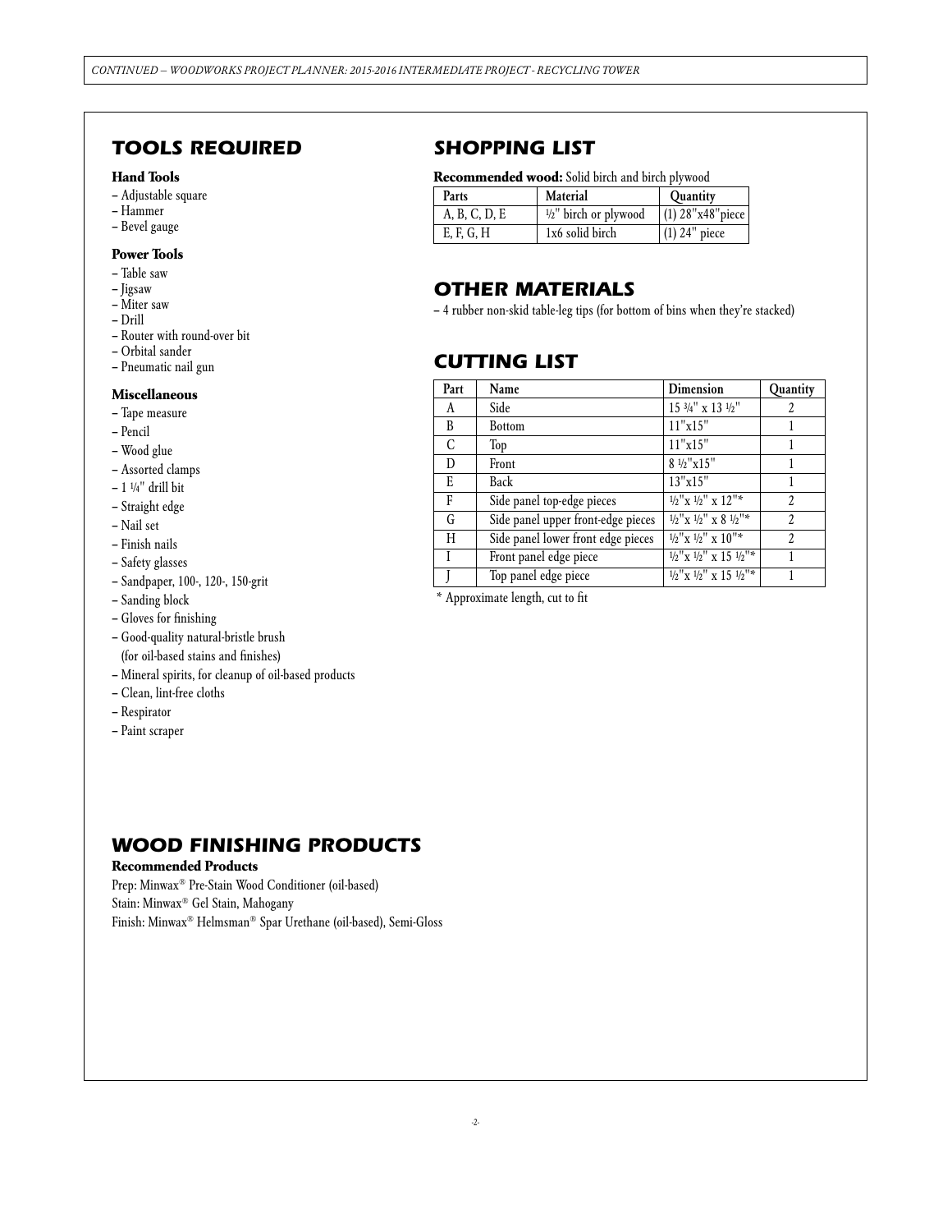## TOOLS REQUIRED

### Hand Tools

- Adjustable square
- Hammer
- Bevel gauge

### Power Tools

- Table saw
- Jigsaw
- Miter saw
- Drill
- Router with round-over bit
- Orbital sander
- Pneumatic nail gun

### Miscellaneous

- Tape measure
- Pencil
- Wood glue
- Assorted clamps
- 1 ¼" drill bit
- Straight edge
- Nail set
- Finish nails
- Safety glasses
- Sandpaper, 100-, 120-, 150-grit
- Sanding block
- Gloves for finishing
- Good-quality natural-bristle brush (for oil-based stains and finishes)
- Mineral spirits, for cleanup of oil-based products
- Clean, lint-free cloths
- Respirator
- Paint scraper

## SHOPPING LIST

**Recommended wood:** Solid birch and birch plywood

| Parts | Material | Quantity |
|---|---|---|
| A, B, C, D, E | ½" birch or plywood | (1) 28"x48"piece |
| E, F, G, H | 1x6 solid birch | (1) 24" piece |

## OTHER MATERIALS

- 4 rubber non-skid table-leg tips (for bottom of bins when they're stacked)

## CUTTING LIST

| Part | Name | Dimension | Quantity |
|---|---|---|---|
| A | Side | 15 ¾" x 13 ½" | 2 |
| B | Bottom | 11"x15" | 1 |
| C | Top | 11"x15" | 1 |
| D | Front | 8 ½"x15" | 1 |
| E | Back | 13"x15" | 1 |
| F | Side panel top-edge pieces | ½"x ½" x 12"* | 2 |
| G | Side panel upper front-edge pieces | ½"x ½" x 8 ½"* | 2 |
| H | Side panel lower front edge pieces | ½"x ½" x 10"* | 2 |
| I | Front panel edge piece | ½"x ½" x 15 ½"* | 1 |
| J | Top panel edge piece | ½"x ½" x 15 ½"* | 1 |

\* Approximate length, cut to fit

## WOOD FINISHING PRODUCTS

**Recommended Products**

Prep: Minwax® Pre-Stain Wood Conditioner (oil-based)
Stain: Minwax® Gel Stain, Mahogany
Finish: Minwax® Helmsman® Spar Urethane (oil-based), Semi-Gloss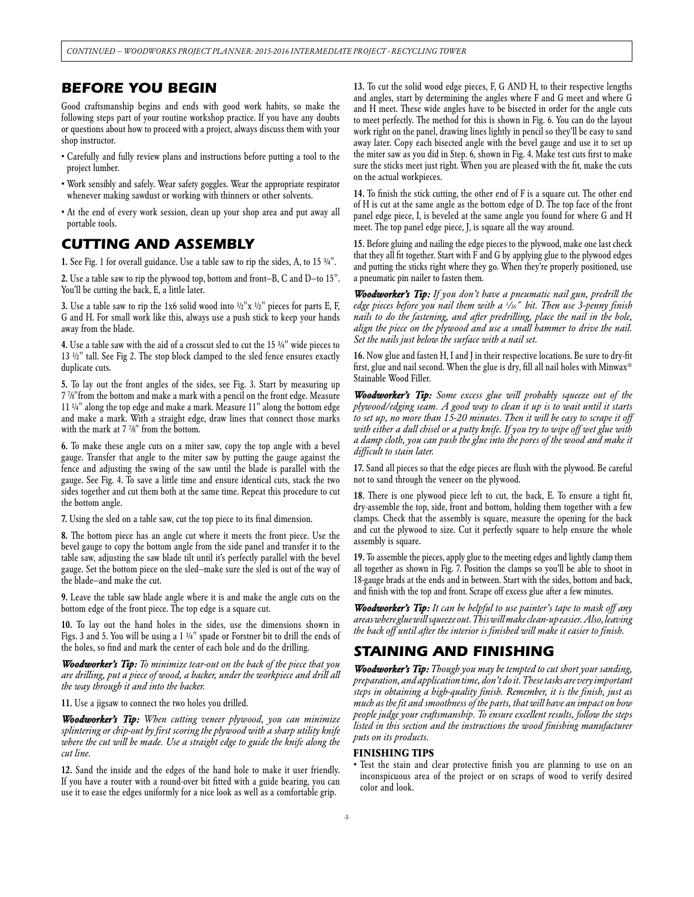## BEFORE YOU BEGIN

Good craftsmanship begins and ends with good work habits, so make the following steps part of your routine workshop practice. If you have any doubts or questions about how to proceed with a project, always discuss them with your shop instructor.

- Carefully and fully review plans and instructions before putting a tool to the project lumber.
- Work sensibly and safely. Wear safety goggles. Wear the appropriate respirator whenever making sawdust or working with thinners or other solvents.
- At the end of every work session, clean up your shop area and put away all portable tools.

## CUTTING AND ASSEMBLY

**1.** See Fig. 1 for overall guidance. Use a table saw to rip the sides, A, to 15 ¾".

**2.** Use a table saw to rip the plywood top, bottom and front–B, C and D–to 15". You'll be cutting the back, E, a little later.

**3.** Use a table saw to rip the 1x6 solid wood into ½"x ½" pieces for parts E, F, G and H. For small work like this, always use a push stick to keep your hands away from the blade.

**4.** Use a table saw with the aid of a crosscut sled to cut the 15 ¾" wide pieces to 13 ½" tall. See Fig 2. The stop block clamped to the sled fence ensures exactly duplicate cuts.

**5.** To lay out the front angles of the sides, see Fig. 3. Start by measuring up 7 ⅞"from the bottom and make a mark with a pencil on the front edge. Measure 11 ¼" along the top edge and make a mark. Measure 11" along the bottom edge and make a mark. With a straight edge, draw lines that connect those marks with the mark at 7 ⅞" from the bottom.

**6.** To make these angle cuts on a miter saw, copy the top angle with a bevel gauge. Transfer that angle to the miter saw by putting the gauge against the fence and adjusting the swing of the saw until the blade is parallel with the gauge. See Fig. 4. To save a little time and ensure identical cuts, stack the two sides together and cut them both at the same time. Repeat this procedure to cut the bottom angle.

**7.** Using the sled on a table saw, cut the top piece to its final dimension.

**8.** The bottom piece has an angle cut where it meets the front piece. Use the bevel gauge to copy the bottom angle from the side panel and transfer it to the table saw, adjusting the saw blade tilt until it's perfectly parallel with the bevel gauge. Set the bottom piece on the sled–make sure the sled is out of the way of the blade–and make the cut.

**9.** Leave the table saw blade angle where it is and make the angle cuts on the bottom edge of the front piece. The top edge is a square cut.

**10.** To lay out the hand holes in the sides, use the dimensions shown in Figs. 3 and 5. You will be using a 1 ¼" spade or Forstner bit to drill the ends of the holes, so find and mark the center of each hole and do the drilling.

***Woodworker's Tip:*** *To minimize tear-out on the back of the piece that you are drilling, put a piece of wood, a backer, under the workpiece and drill all the way through it and into the backer.*

**11.** Use a jigsaw to connect the two holes you drilled.

***Woodworker's Tip:*** *When cutting veneer plywood, you can minimize splintering or chip-out by first scoring the plywood with a sharp utility knife where the cut will be made. Use a straight edge to guide the knife along the cut line.*

**12.** Sand the inside and the edges of the hand hole to make it user friendly. If you have a router with a round-over bit fitted with a guide bearing, you can use it to ease the edges uniformly for a nice look as well as a comfortable grip.

**13.** To cut the solid wood edge pieces, F, G AND H, to their respective lengths and angles, start by determining the angles where F and G meet and where G and H meet. These wide angles have to be bisected in order for the angle cuts to meet perfectly. The method for this is shown in Fig. 6. You can do the layout work right on the panel, drawing lines lightly in pencil so they'll be easy to sand away later. Copy each bisected angle with the bevel gauge and use it to set up the miter saw as you did in Step. 6, shown in Fig. 4. Make test cuts first to make sure the sticks meet just right. When you are pleased with the fit, make the cuts on the actual workpieces.

**14.** To finish the stick cutting, the other end of F is a square cut. The other end of H is cut at the same angle as the bottom edge of D. The top face of the front panel edge piece, I, is beveled at the same angle you found for where G and H meet. The top panel edge piece, J, is square all the way around.

**15.** Before gluing and nailing the edge pieces to the plywood, make one last check that they all fit together. Start with F and G by applying glue to the plywood edges and putting the sticks right where they go. When they're properly positioned, use a pneumatic pin nailer to fasten them.

***Woodworker's Tip:*** *If you don't have a pneumatic nail gun, predrill the edge pieces before you nail them with a 1/16" bit. Then use 3-penny finish nails to do the fastening, and after predrilling, place the nail in the hole, align the piece on the plywood and use a small hammer to drive the nail. Set the nails just below the surface with a nail set.*

**16.** Now glue and fasten H, I and J in their respective locations. Be sure to dry-fit first, glue and nail second. When the glue is dry, fill all nail holes with Minwax® Stainable Wood Filler.

***Woodworker's Tip:*** *Some excess glue will probably squeeze out of the plywood/edging seam. A good way to clean it up is to wait until it starts to set up, no more than 15-20 minutes. Then it will be easy to scrape it off with either a dull chisel or a putty knife. If you try to wipe off wet glue with a damp cloth, you can push the glue into the pores of the wood and make it difficult to stain later.*

**17.** Sand all pieces so that the edge pieces are flush with the plywood. Be careful not to sand through the veneer on the plywood.

**18.** There is one plywood piece left to cut, the back, E. To ensure a tight fit, dry-assemble the top, side, front and bottom, holding them together with a few clamps. Check that the assembly is square, measure the opening for the back and cut the plywood to size. Cut it perfectly square to help ensure the whole assembly is square.

**19.** To assemble the pieces, apply glue to the meeting edges and lightly clamp them all together as shown in Fig. 7. Position the clamps so you'll be able to shoot in 18-gauge brads at the ends and in between. Start with the sides, bottom and back, and finish with the top and front. Scrape off excess glue after a few minutes.

***Woodworker's Tip:*** *It can be helpful to use painter's tape to mask off any areas where glue will squeeze out. This will make clean-up easier. Also, leaving the back off until after the interior is finished will make it easier to finish.*

## STAINING AND FINISHING

***Woodworker's Tip:*** *Though you may be tempted to cut short your sanding, preparation, and application time, don't do it. These tasks are very important steps in obtaining a high-quality finish. Remember, it is the finish, just as much as the fit and smoothness of the parts, that will have an impact on how people judge your craftsmanship. To ensure excellent results, follow the steps listed in this section and the instructions the wood finishing manufacturer puts on its products.*

### FINISHING TIPS

- Test the stain and clear protective finish you are planning to use on an inconspicuous area of the project or on scraps of wood to verify desired color and look.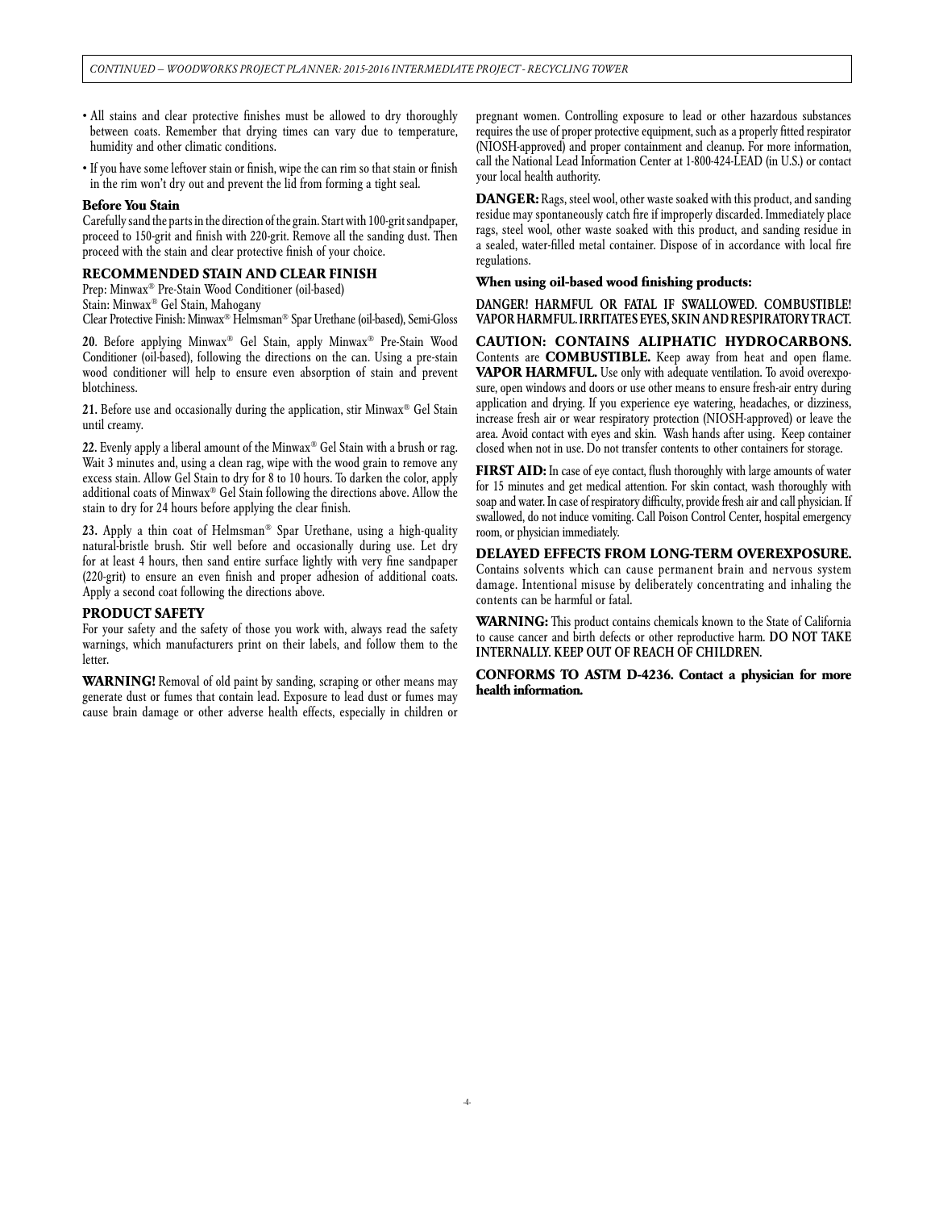- All stains and clear protective finishes must be allowed to dry thoroughly between coats. Remember that drying times can vary due to temperature, humidity and other climatic conditions.
- If you have some leftover stain or finish, wipe the can rim so that stain or finish in the rim won't dry out and prevent the lid from forming a tight seal.

### Before You Stain

Carefully sand the parts in the direction of the grain. Start with 100-grit sandpaper, proceed to 150-grit and finish with 220-grit. Remove all the sanding dust. Then proceed with the stain and clear protective finish of your choice.

### RECOMMENDED STAIN AND CLEAR FINISH

Prep: Minwax® Pre-Stain Wood Conditioner (oil-based)
Stain: Minwax® Gel Stain, Mahogany
Clear Protective Finish: Minwax® Helmsman® Spar Urethane (oil-based), Semi-Gloss

**20**. Before applying Minwax® Gel Stain, apply Minwax® Pre-Stain Wood Conditioner (oil-based), following the directions on the can. Using a pre-stain wood conditioner will help to ensure even absorption of stain and prevent blotchiness.

**21.** Before use and occasionally during the application, stir Minwax® Gel Stain until creamy.

**22.** Evenly apply a liberal amount of the Minwax® Gel Stain with a brush or rag. Wait 3 minutes and, using a clean rag, wipe with the wood grain to remove any excess stain. Allow Gel Stain to dry for 8 to 10 hours. To darken the color, apply additional coats of Minwax® Gel Stain following the directions above. Allow the stain to dry for 24 hours before applying the clear finish.

**23.** Apply a thin coat of Helmsman® Spar Urethane, using a high-quality natural-bristle brush. Stir well before and occasionally during use. Let dry for at least 4 hours, then sand entire surface lightly with very fine sandpaper (220-grit) to ensure an even finish and proper adhesion of additional coats. Apply a second coat following the directions above.

### PRODUCT SAFETY

For your safety and the safety of those you work with, always read the safety warnings, which manufacturers print on their labels, and follow them to the letter.

**WARNING!** Removal of old paint by sanding, scraping or other means may generate dust or fumes that contain lead. Exposure to lead dust or fumes may cause brain damage or other adverse health effects, especially in children or pregnant women. Controlling exposure to lead or other hazardous substances requires the use of proper protective equipment, such as a properly fitted respirator (NIOSH-approved) and proper containment and cleanup. For more information, call the National Lead Information Center at 1-800-424-LEAD (in U.S.) or contact your local health authority.

**DANGER:** Rags, steel wool, other waste soaked with this product, and sanding residue may spontaneously catch fire if improperly discarded. Immediately place rags, steel wool, other waste soaked with this product, and sanding residue in a sealed, water-filled metal container. Dispose of in accordance with local fire regulations.

**When using oil-based wood finishing products:**

**DANGER! HARMFUL OR FATAL IF SWALLOWED. COMBUSTIBLE! VAPOR HARMFUL. IRRITATES EYES, SKIN AND RESPIRATORY TRACT.**

**CAUTION: CONTAINS ALIPHATIC HYDROCARBONS.** Contents are **COMBUSTIBLE.** Keep away from heat and open flame. **VAPOR HARMFUL.** Use only with adequate ventilation. To avoid overexposure, open windows and doors or use other means to ensure fresh-air entry during application and drying. If you experience eye watering, headaches, or dizziness, increase fresh air or wear respiratory protection (NIOSH-approved) or leave the area. Avoid contact with eyes and skin. Wash hands after using. Keep container closed when not in use. Do not transfer contents to other containers for storage.

**FIRST AID:** In case of eye contact, flush thoroughly with large amounts of water for 15 minutes and get medical attention. For skin contact, wash thoroughly with soap and water. In case of respiratory difficulty, provide fresh air and call physician. If swallowed, do not induce vomiting. Call Poison Control Center, hospital emergency room, or physician immediately.

**DELAYED EFFECTS FROM LONG-TERM OVEREXPOSURE.** Contains solvents which can cause permanent brain and nervous system damage. Intentional misuse by deliberately concentrating and inhaling the contents can be harmful or fatal.

**WARNING:** This product contains chemicals known to the State of California to cause cancer and birth defects or other reproductive harm. **DO NOT TAKE INTERNALLY. KEEP OUT OF REACH OF CHILDREN.**

**CONFORMS TO ASTM D-4236. Contact a physician for more health information.**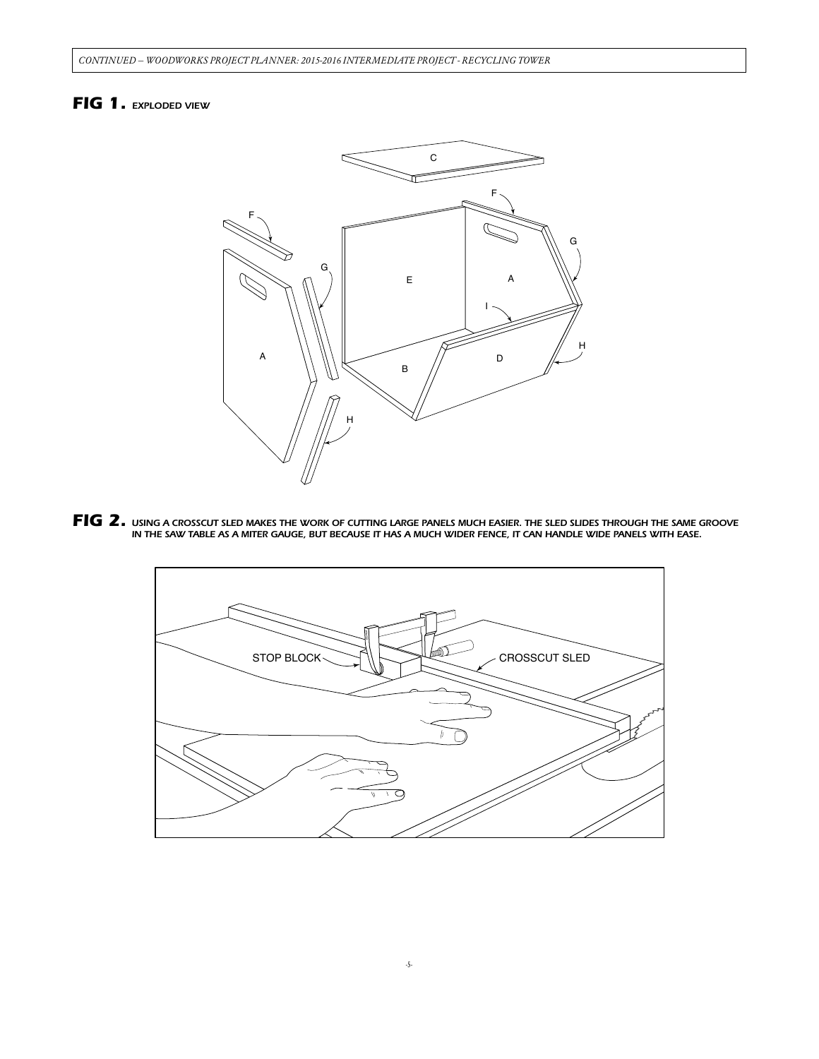## FIG 1. *EXPLODED VIEW*

## FIG 2. *USING A CROSSCUT SLED MAKES THE WORK OF CUTTING LARGE PANELS MUCH EASIER. THE SLED SLIDES THROUGH THE SAME GROOVE IN THE SAW TABLE AS A MITER GAUGE, BUT BECAUSE IT HAS A MUCH WIDER FENCE, IT CAN HANDLE WIDE PANELS WITH EASE.*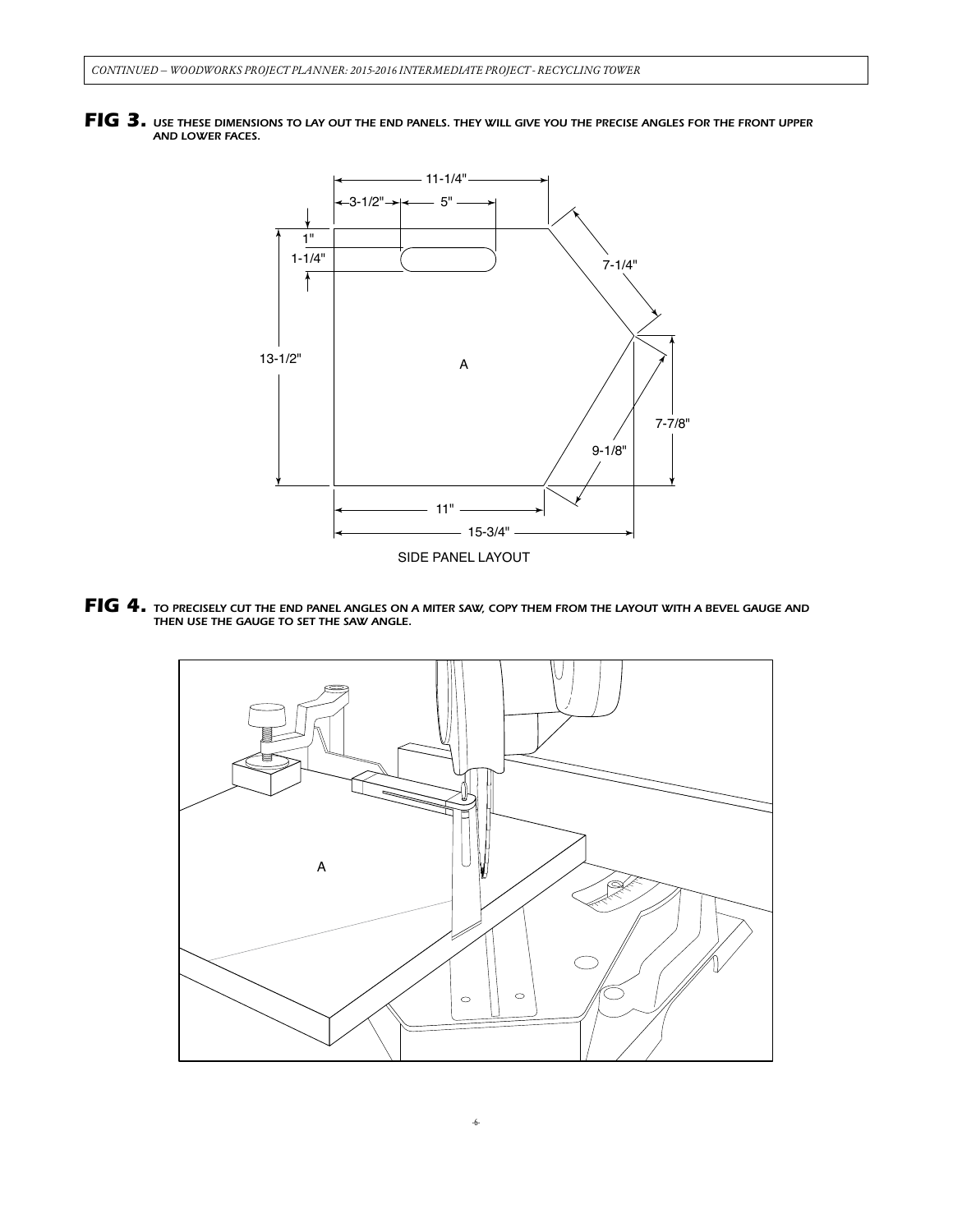**FIG 3.** *USE THESE DIMENSIONS TO LAY OUT THE END PANELS. THEY WILL GIVE YOU THE PRECISE ANGLES FOR THE FRONT UPPER AND LOWER FACES.*

SIDE PANEL LAYOUT

**FIG 4.** *TO PRECISELY CUT THE END PANEL ANGLES ON A MITER SAW, COPY THEM FROM THE LAYOUT WITH A BEVEL GAUGE AND THEN USE THE GAUGE TO SET THE SAW ANGLE.*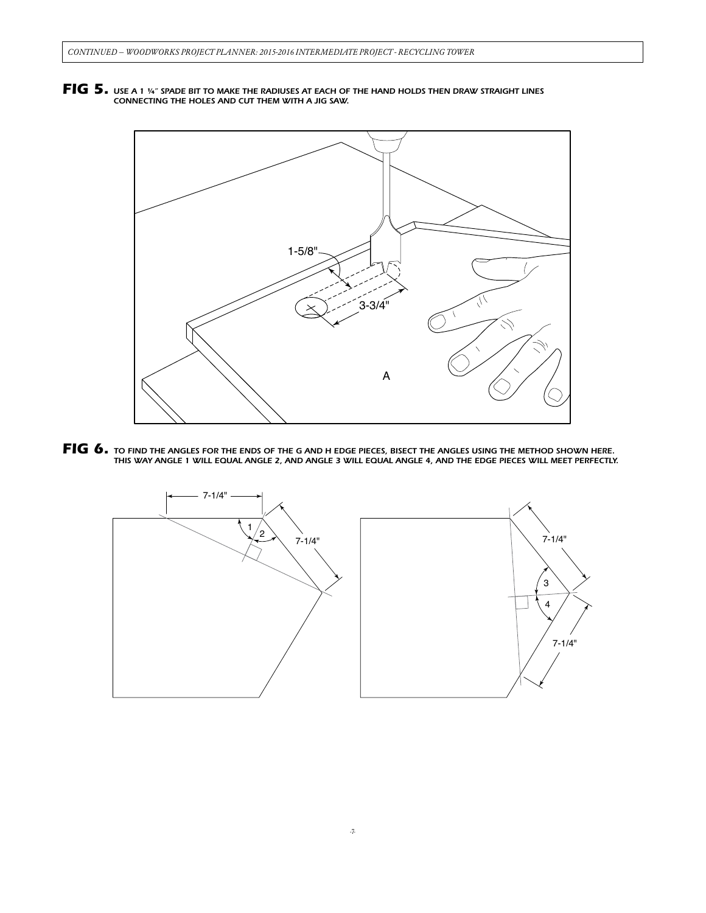**FIG 5.** *USE A 1 ¼″ SPADE BIT TO MAKE THE RADIUSES AT EACH OF THE HAND HOLDS THEN DRAW STRAIGHT LINES CONNECTING THE HOLES AND CUT THEM WITH A JIG SAW.*

**FIG 6.** *TO FIND THE ANGLES FOR THE ENDS OF THE G AND H EDGE PIECES, BISECT THE ANGLES USING THE METHOD SHOWN HERE. THIS WAY ANGLE 1 WILL EQUAL ANGLE 2, AND ANGLE 3 WILL EQUAL ANGLE 4, AND THE EDGE PIECES WILL MEET PERFECTLY.*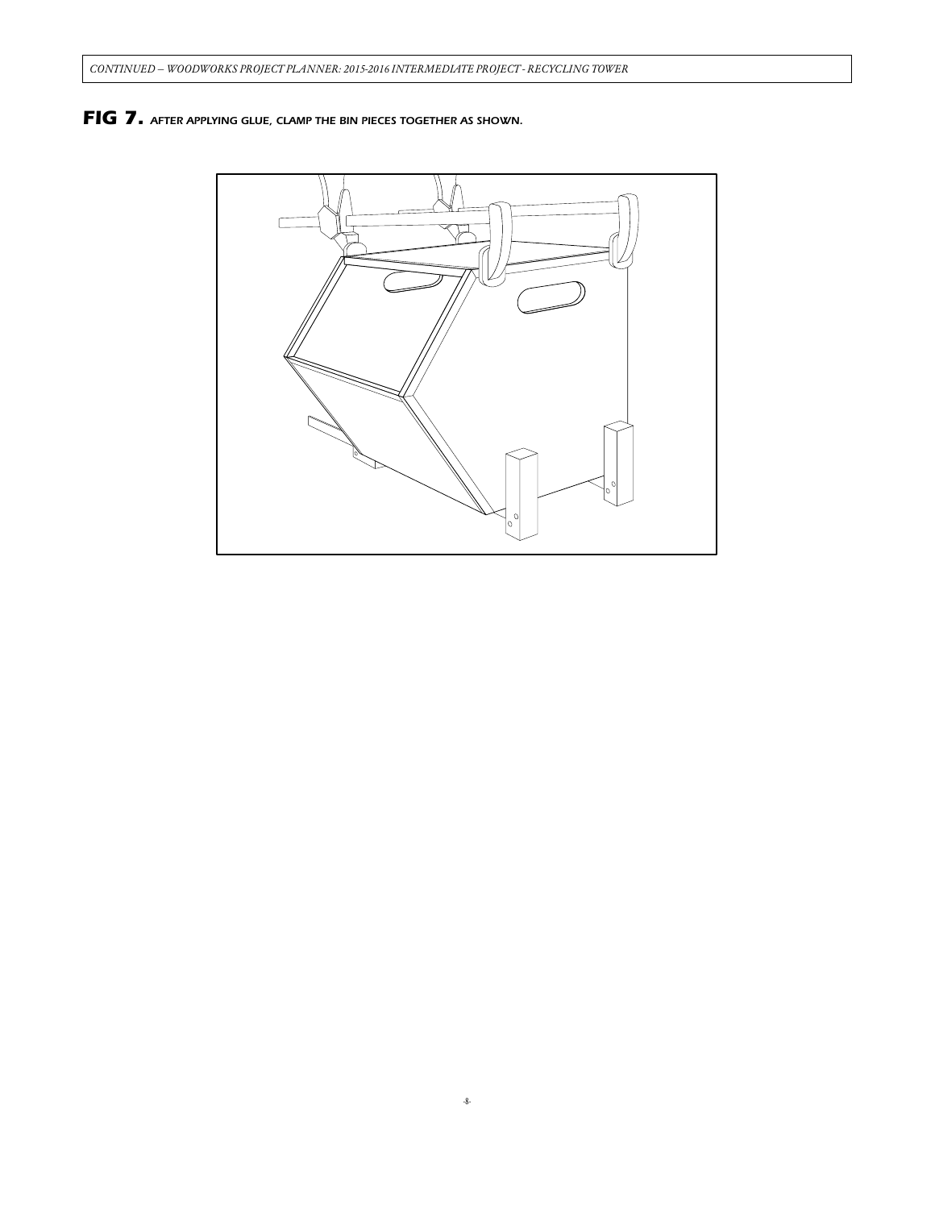**FIG 7.** *AFTER APPLYING GLUE, CLAMP THE BIN PIECES TOGETHER AS SHOWN.*